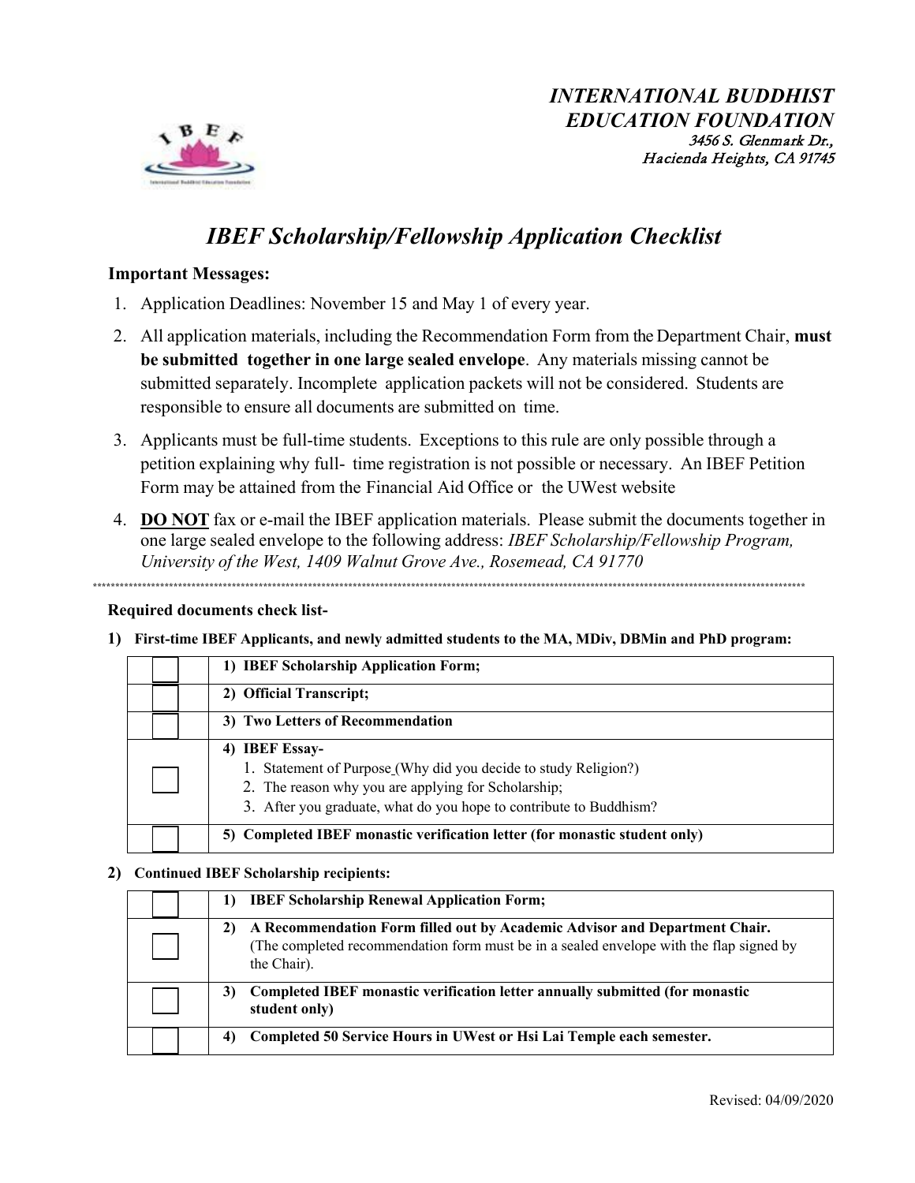*INTERNATIONAL BUDDHIST EDUCATION FOUNDATION*
*3456 S. Glenmark Dr., Hacienda Heights, CA 91745*

# *IBEF Scholarship/Fellowship Application Checklist*

**Important Messages:**

1. Application Deadlines: November 15 and May 1 of every year.
2. All application materials, including the Recommendation Form from the Department Chair, **must be submitted together in one large sealed envelope**. Any materials missing cannot be submitted separately. Incomplete application packets will not be considered. Students are responsible to ensure all documents are submitted on time.
3. Applicants must be full-time students. Exceptions to this rule are only possible through a petition explaining why full- time registration is not possible or necessary. An IBEF Petition Form may be attained from the Financial Aid Office or the UWest website
4. **DO NOT** fax or e-mail the IBEF application materials. Please submit the documents together in one large sealed envelope to the following address: *IBEF Scholarship/Fellowship Program, University of the West, 1409 Walnut Grove Ave., Rosemead, CA 91770*

---

**Required documents check list-**

**1) First-time IBEF Applicants, and newly admitted students to the MA, MDiv, DBMin and PhD program:**

| | |
|---|---|
| ☐ | **1) IBEF Scholarship Application Form;** |
| ☐ | **2) Official Transcript;** |
| ☐ | **3) Two Letters of Recommendation** |
| ☐ | **4) IBEF Essay-**<br>1. Statement of Purpose (Why did you decide to study Religion?)<br>2. The reason why you are applying for Scholarship;<br>3. After you graduate, what do you hope to contribute to Buddhism? |
| ☐ | **5) Completed IBEF monastic verification letter (for monastic student only)** |

**2) Continued IBEF Scholarship recipients:**

| | |
|---|---|
| ☐ | **1) IBEF Scholarship Renewal Application Form;** |
| ☐ | **2) A Recommendation Form filled out by Academic Advisor and Department Chair.** (The completed recommendation form must be in a sealed envelope with the flap signed by the Chair). |
| ☐ | **3) Completed IBEF monastic verification letter annually submitted (for monastic student only)** |
| ☐ | **4) Completed 50 Service Hours in UWest or Hsi Lai Temple each semester.** |

Revised: 04/09/2020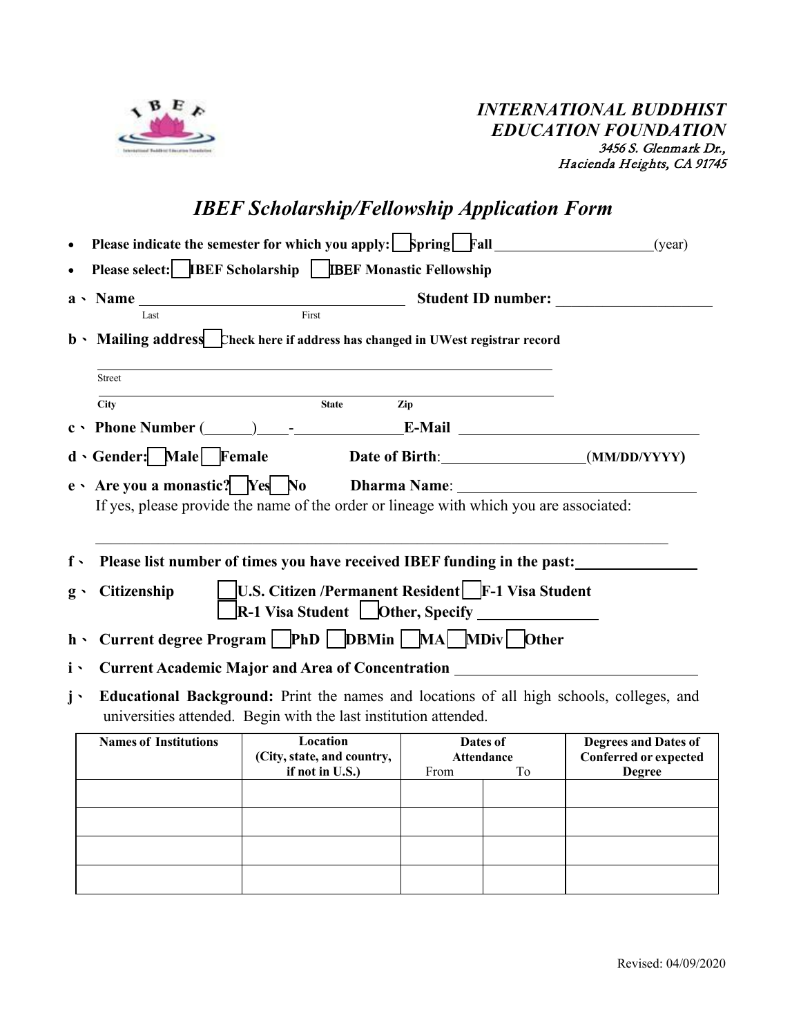*INTERNATIONAL BUDDHIST EDUCATION FOUNDATION*
*3456 S. Glenmark Dr., Hacienda Heights, CA 91745*

# *IBEF Scholarship/Fellowship Application Form*

- **Please indicate the semester for which you apply:** ☐ **Spring** ☐ **Fall** ____________________ (year)
- **Please select:** ☐ **IBEF Scholarship** ☐ **IBEF Monastic Fellowship**

**a、 Name** ________________________________ **Student ID number:** ____________________
Last First

**b、 Mailing address** ☐ **Check here if address has changed in UWest registrar record**

________________________________________________________________
Street

________________________________________________________________
City State Zip

**c、 Phone Number** (______)____-_____________ **E-Mail** ______________________________

**d、Gender:** ☐ **Male** ☐ **Female** **Date of Birth**:__________________(**MM/DD/YYYY**)

**e、 Are you a monastic?** ☐ **Yes** ☐ **No** **Dharma Name**: ______________________________

If yes, please provide the name of the order or lineage with which you are associated:

________________________________________________________________

**f、 Please list number of times you have received IBEF funding in the past:**_______________

**g、 Citizenship** ☐ **U.S. Citizen /Permanent Resident** ☐ **F-1 Visa Student** ☐ **R-1 Visa Student** ☐ **Other, Specify** _______________

**h、 Current degree Program** ☐ **PhD** ☐ **DBMin** ☐ **MA** ☐ **MDiv** ☐ **Other**

**i、 Current Academic Major and Area of Concentration** ______________________________

**j、 Educational Background:** Print the names and locations of all high schools, colleges, and universities attended. Begin with the last institution attended.

| Names of Institutions | Location (City, state, and country, if not in U.S.) | Dates of Attendance | | Degrees and Dates of Conferred or expected Degree |
|---|---|---|---|---|
| | | From | To | |
| | | | | |
| | | | | |
| | | | | |
| | | | | |

Revised: 04/09/2020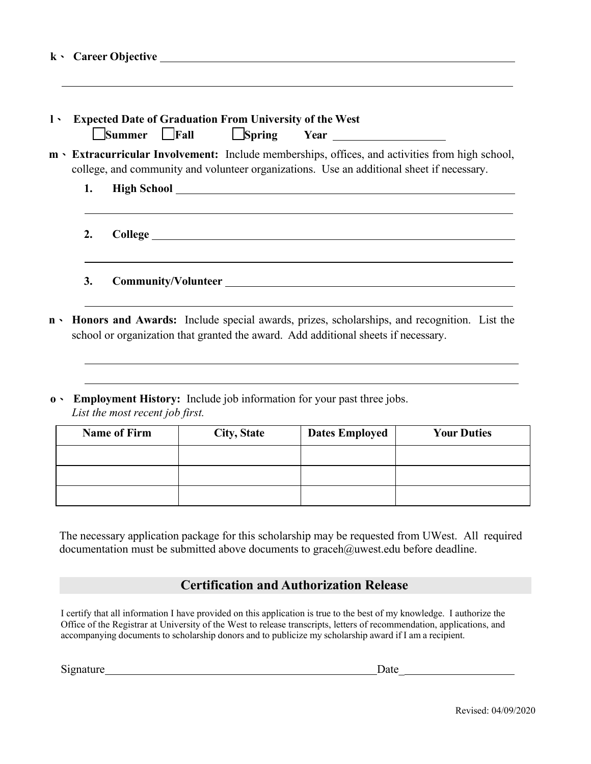**k、 Career Objective** ______________________________________________

______________________________________________

**l、 Expected Date of Graduation From University of the West**

☐ **Summer** ☐ **Fall** ☐ **Spring** **Year** ____________

**m、 Extracurricular Involvement:** Include memberships, offices, and activities from high school, college, and community and volunteer organizations. Use an additional sheet if necessary.

1. **High School** ______________________________________________

   ______________________________________________

2. **College** ______________________________________________

   ______________________________________________

3. **Community/Volunteer** ______________________________________________

   ______________________________________________

**n、 Honors and Awards:** Include special awards, prizes, scholarships, and recognition. List the school or organization that granted the award. Add additional sheets if necessary.

______________________________________________

______________________________________________

**o、 Employment History:** Include job information for your past three jobs.
*List the most recent job first.*

| Name of Firm | City, State | Dates Employed | Your Duties |
|---|---|---|---|
| | | | |
| | | | |
| | | | |

The necessary application package for this scholarship may be requested from UWest. All required documentation must be submitted above documents to graceh@uwest.edu before deadline.

## Certification and Authorization Release

I certify that all information I have provided on this application is true to the best of my knowledge. I authorize the Office of the Registrar at University of the West to release transcripts, letters of recommendation, applications, and accompanying documents to scholarship donors and to publicize my scholarship award if I am a recipient.

Signature______________________________________________ Date____________

Revised: 04/09/2020